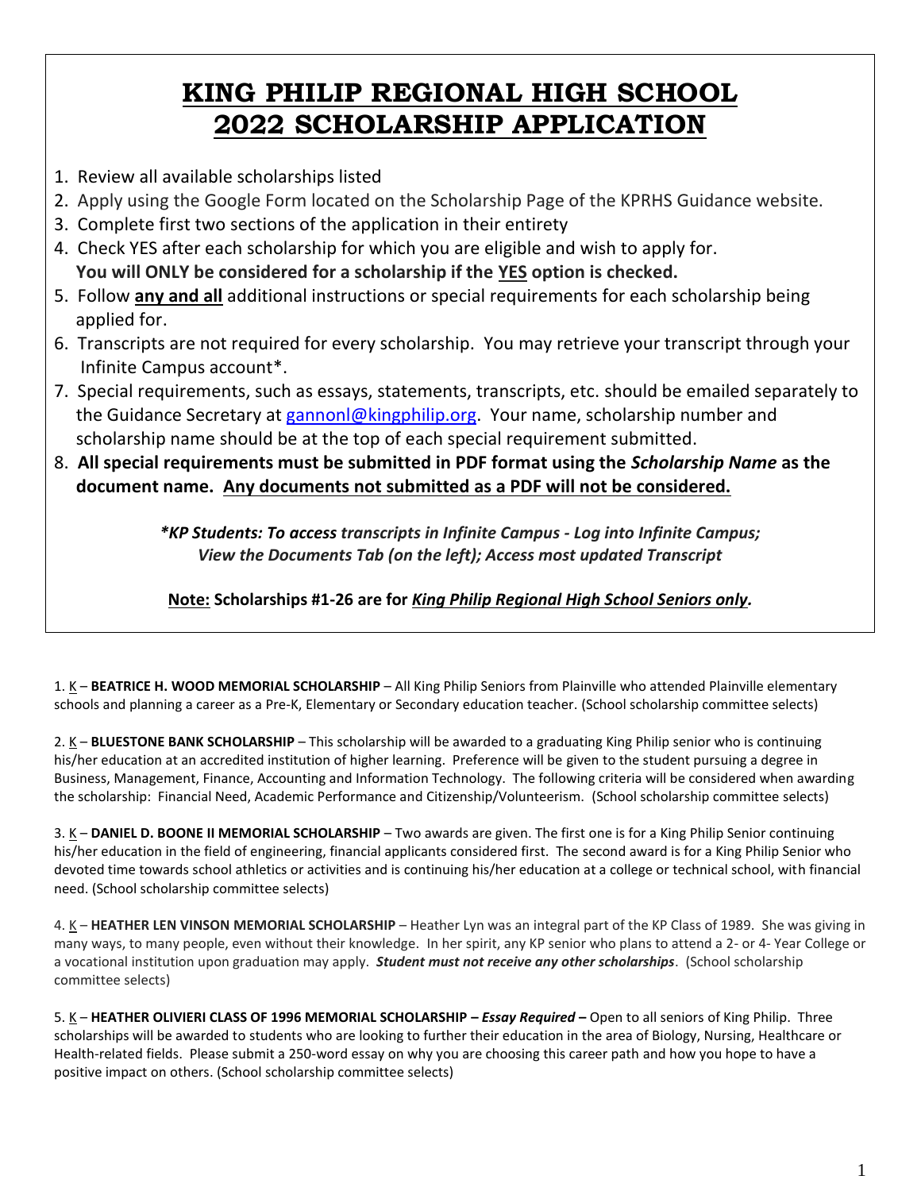# KING PHILIP REGIONAL HIGH SCHOOL
# 2022 SCHOLARSHIP APPLICATION

1. Review all available scholarships listed
2. Apply using the Google Form located on the Scholarship Page of the KPRHS Guidance website.
3. Complete first two sections of the application in their entirety
4. Check YES after each scholarship for which you are eligible and wish to apply for.
   **You will ONLY be considered for a scholarship if the YES option is checked.**
5. Follow **any and all** additional instructions or special requirements for each scholarship being applied for.
6. Transcripts are not required for every scholarship. You may retrieve your transcript through your Infinite Campus account*.
7. Special requirements, such as essays, statements, transcripts, etc. should be emailed separately to the Guidance Secretary at gannonl@kingphilip.org. Your name, scholarship number and scholarship name should be at the top of each special requirement submitted.
8. **All special requirements must be submitted in PDF format using the *Scholarship Name* as the document name. Any documents not submitted as a PDF will not be considered.**

***KP Students: To access transcripts in Infinite Campus - Log into Infinite Campus; View the Documents Tab (on the left); Access most updated Transcript***

**Note: Scholarships #1-26 are for *King Philip Regional High School Seniors only*.**

1. K – **BEATRICE H. WOOD MEMORIAL SCHOLARSHIP** – All King Philip Seniors from Plainville who attended Plainville elementary schools and planning a career as a Pre-K, Elementary or Secondary education teacher. (School scholarship committee selects)

2. K – **BLUESTONE BANK SCHOLARSHIP** – This scholarship will be awarded to a graduating King Philip senior who is continuing his/her education at an accredited institution of higher learning. Preference will be given to the student pursuing a degree in Business, Management, Finance, Accounting and Information Technology. The following criteria will be considered when awarding the scholarship: Financial Need, Academic Performance and Citizenship/Volunteerism. (School scholarship committee selects)

3. K – **DANIEL D. BOONE II MEMORIAL SCHOLARSHIP** – Two awards are given. The first one is for a King Philip Senior continuing his/her education in the field of engineering, financial applicants considered first. The second award is for a King Philip Senior who devoted time towards school athletics or activities and is continuing his/her education at a college or technical school, with financial need. (School scholarship committee selects)

4. K – **HEATHER LEN VINSON MEMORIAL SCHOLARSHIP** – Heather Lyn was an integral part of the KP Class of 1989. She was giving in many ways, to many people, even without their knowledge. In her spirit, any KP senior who plans to attend a 2- or 4- Year College or a vocational institution upon graduation may apply. ***Student must not receive any other scholarships***. (School scholarship committee selects)

5. K – **HEATHER OLIVIERI CLASS OF 1996 MEMORIAL SCHOLARSHIP – *Essay Required* –** Open to all seniors of King Philip. Three scholarships will be awarded to students who are looking to further their education in the area of Biology, Nursing, Healthcare or Health-related fields. Please submit a 250-word essay on why you are choosing this career path and how you hope to have a positive impact on others. (School scholarship committee selects)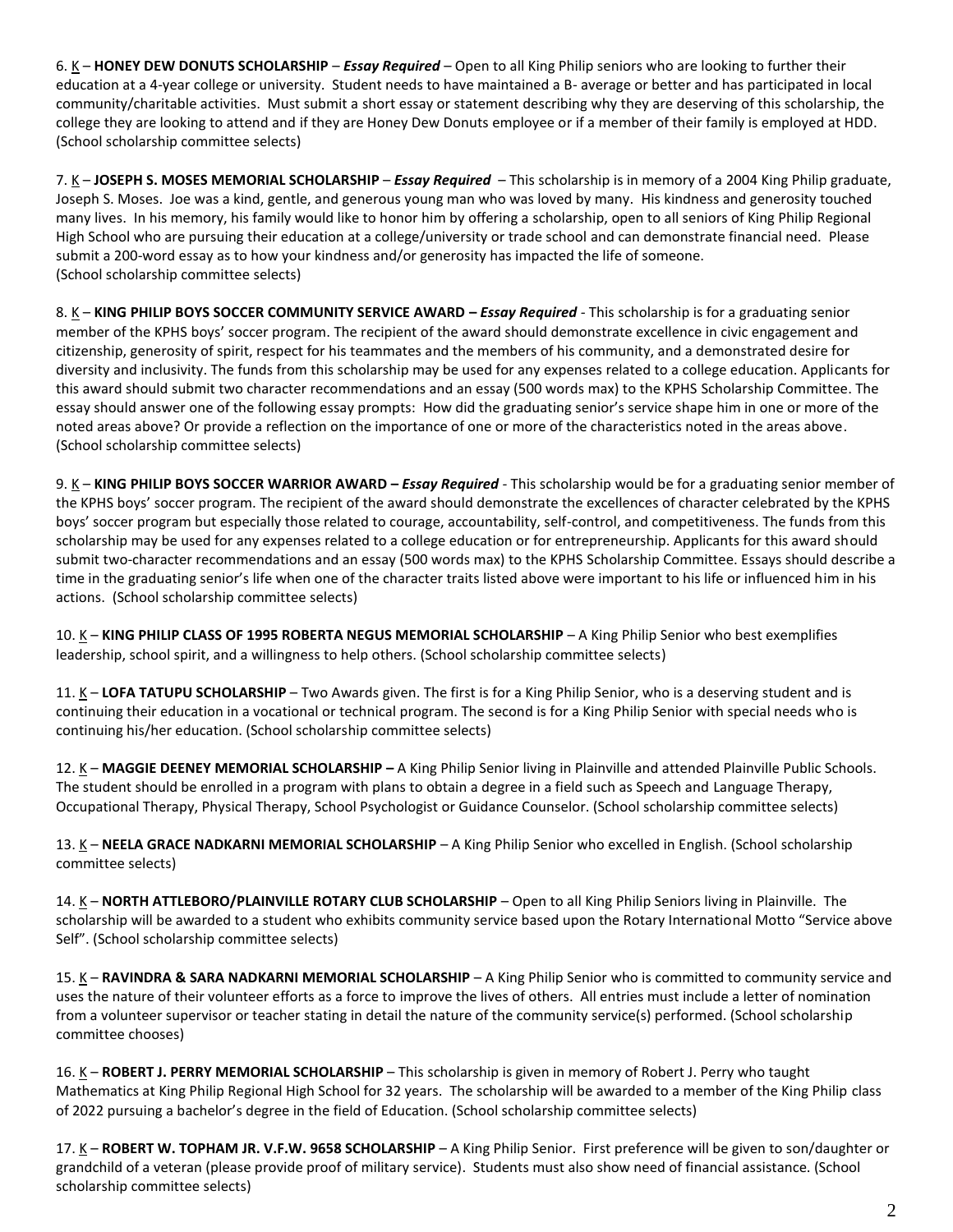6. K – **HONEY DEW DONUTS SCHOLARSHIP** – ***Essay Required*** – Open to all King Philip seniors who are looking to further their education at a 4-year college or university. Student needs to have maintained a B- average or better and has participated in local community/charitable activities. Must submit a short essay or statement describing why they are deserving of this scholarship, the college they are looking to attend and if they are Honey Dew Donuts employee or if a member of their family is employed at HDD. (School scholarship committee selects)

7. K – **JOSEPH S. MOSES MEMORIAL SCHOLARSHIP** – ***Essay Required*** – This scholarship is in memory of a 2004 King Philip graduate, Joseph S. Moses. Joe was a kind, gentle, and generous young man who was loved by many. His kindness and generosity touched many lives. In his memory, his family would like to honor him by offering a scholarship, open to all seniors of King Philip Regional High School who are pursuing their education at a college/university or trade school and can demonstrate financial need. Please submit a 200-word essay as to how your kindness and/or generosity has impacted the life of someone.
(School scholarship committee selects)

8. K – **KING PHILIP BOYS SOCCER COMMUNITY SERVICE AWARD – *Essay Required*** - This scholarship is for a graduating senior member of the KPHS boys' soccer program. The recipient of the award should demonstrate excellence in civic engagement and citizenship, generosity of spirit, respect for his teammates and the members of his community, and a demonstrated desire for diversity and inclusivity. The funds from this scholarship may be used for any expenses related to a college education. Applicants for this award should submit two character recommendations and an essay (500 words max) to the KPHS Scholarship Committee. The essay should answer one of the following essay prompts: How did the graduating senior's service shape him in one or more of the noted areas above? Or provide a reflection on the importance of one or more of the characteristics noted in the areas above.
(School scholarship committee selects)

9. K – **KING PHILIP BOYS SOCCER WARRIOR AWARD – *Essay Required*** - This scholarship would be for a graduating senior member of the KPHS boys' soccer program. The recipient of the award should demonstrate the excellences of character celebrated by the KPHS boys' soccer program but especially those related to courage, accountability, self-control, and competitiveness. The funds from this scholarship may be used for any expenses related to a college education or for entrepreneurship. Applicants for this award should submit two-character recommendations and an essay (500 words max) to the KPHS Scholarship Committee. Essays should describe a time in the graduating senior's life when one of the character traits listed above were important to his life or influenced him in his actions. (School scholarship committee selects)

10. K – **KING PHILIP CLASS OF 1995 ROBERTA NEGUS MEMORIAL SCHOLARSHIP** – A King Philip Senior who best exemplifies leadership, school spirit, and a willingness to help others. (School scholarship committee selects)

11. K – **LOFA TATUPU SCHOLARSHIP** – Two Awards given. The first is for a King Philip Senior, who is a deserving student and is continuing their education in a vocational or technical program. The second is for a King Philip Senior with special needs who is continuing his/her education. (School scholarship committee selects)

12. K – **MAGGIE DEENEY MEMORIAL SCHOLARSHIP –** A King Philip Senior living in Plainville and attended Plainville Public Schools. The student should be enrolled in a program with plans to obtain a degree in a field such as Speech and Language Therapy, Occupational Therapy, Physical Therapy, School Psychologist or Guidance Counselor. (School scholarship committee selects)

13. K – **NEELA GRACE NADKARNI MEMORIAL SCHOLARSHIP** – A King Philip Senior who excelled in English. (School scholarship committee selects)

14. K – **NORTH ATTLEBORO/PLAINVILLE ROTARY CLUB SCHOLARSHIP** – Open to all King Philip Seniors living in Plainville. The scholarship will be awarded to a student who exhibits community service based upon the Rotary International Motto "Service above Self". (School scholarship committee selects)

15. K – **RAVINDRA & SARA NADKARNI MEMORIAL SCHOLARSHIP** – A King Philip Senior who is committed to community service and uses the nature of their volunteer efforts as a force to improve the lives of others. All entries must include a letter of nomination from a volunteer supervisor or teacher stating in detail the nature of the community service(s) performed. (School scholarship committee chooses)

16. K – **ROBERT J. PERRY MEMORIAL SCHOLARSHIP** – This scholarship is given in memory of Robert J. Perry who taught Mathematics at King Philip Regional High School for 32 years. The scholarship will be awarded to a member of the King Philip class of 2022 pursuing a bachelor's degree in the field of Education. (School scholarship committee selects)

17. K – **ROBERT W. TOPHAM JR. V.F.W. 9658 SCHOLARSHIP** – A King Philip Senior. First preference will be given to son/daughter or grandchild of a veteran (please provide proof of military service). Students must also show need of financial assistance. (School scholarship committee selects)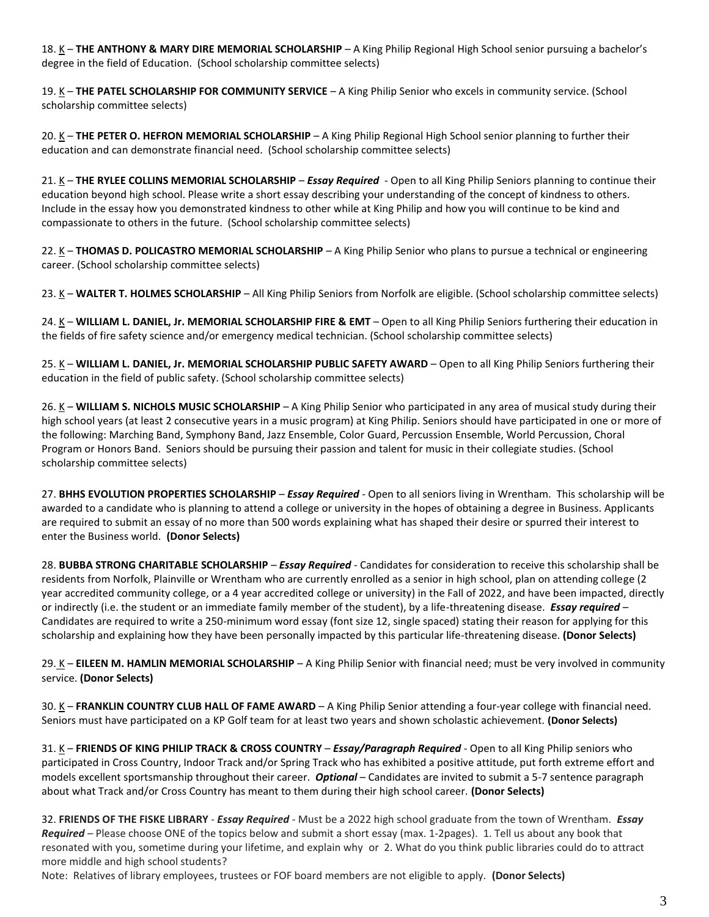18. K – **THE ANTHONY & MARY DIRE MEMORIAL SCHOLARSHIP** – A King Philip Regional High School senior pursuing a bachelor's degree in the field of Education. (School scholarship committee selects)

19. K – **THE PATEL SCHOLARSHIP FOR COMMUNITY SERVICE** – A King Philip Senior who excels in community service. (School scholarship committee selects)

20. K – **THE PETER O. HEFRON MEMORIAL SCHOLARSHIP** – A King Philip Regional High School senior planning to further their education and can demonstrate financial need. (School scholarship committee selects)

21. K – **THE RYLEE COLLINS MEMORIAL SCHOLARSHIP** – ***Essay Required*** - Open to all King Philip Seniors planning to continue their education beyond high school. Please write a short essay describing your understanding of the concept of kindness to others. Include in the essay how you demonstrated kindness to other while at King Philip and how you will continue to be kind and compassionate to others in the future. (School scholarship committee selects)

22. K – **THOMAS D. POLICASTRO MEMORIAL SCHOLARSHIP** – A King Philip Senior who plans to pursue a technical or engineering career. (School scholarship committee selects)

23. K – **WALTER T. HOLMES SCHOLARSHIP** – All King Philip Seniors from Norfolk are eligible. (School scholarship committee selects)

24. K – **WILLIAM L. DANIEL, Jr. MEMORIAL SCHOLARSHIP FIRE & EMT** – Open to all King Philip Seniors furthering their education in the fields of fire safety science and/or emergency medical technician. (School scholarship committee selects)

25. K – **WILLIAM L. DANIEL, Jr. MEMORIAL SCHOLARSHIP PUBLIC SAFETY AWARD** – Open to all King Philip Seniors furthering their education in the field of public safety. (School scholarship committee selects)

26. K – **WILLIAM S. NICHOLS MUSIC SCHOLARSHIP** – A King Philip Senior who participated in any area of musical study during their high school years (at least 2 consecutive years in a music program) at King Philip. Seniors should have participated in one or more of the following: Marching Band, Symphony Band, Jazz Ensemble, Color Guard, Percussion Ensemble, World Percussion, Choral Program or Honors Band. Seniors should be pursuing their passion and talent for music in their collegiate studies. (School scholarship committee selects)

27. **BHHS EVOLUTION PROPERTIES SCHOLARSHIP** – ***Essay Required*** - Open to all seniors living in Wrentham. This scholarship will be awarded to a candidate who is planning to attend a college or university in the hopes of obtaining a degree in Business. Applicants are required to submit an essay of no more than 500 words explaining what has shaped their desire or spurred their interest to enter the Business world. **(Donor Selects)**

28. **BUBBA STRONG CHARITABLE SCHOLARSHIP** – ***Essay Required*** - Candidates for consideration to receive this scholarship shall be residents from Norfolk, Plainville or Wrentham who are currently enrolled as a senior in high school, plan on attending college (2 year accredited community college, or a 4 year accredited college or university) in the Fall of 2022, and have been impacted, directly or indirectly (i.e. the student or an immediate family member of the student), by a life-threatening disease. ***Essay required*** – Candidates are required to write a 250-minimum word essay (font size 12, single spaced) stating their reason for applying for this scholarship and explaining how they have been personally impacted by this particular life-threatening disease. **(Donor Selects)**

29. K – **EILEEN M. HAMLIN MEMORIAL SCHOLARSHIP** – A King Philip Senior with financial need; must be very involved in community service. **(Donor Selects)**

30. K – **FRANKLIN COUNTRY CLUB HALL OF FAME AWARD** – A King Philip Senior attending a four-year college with financial need. Seniors must have participated on a KP Golf team for at least two years and shown scholastic achievement. **(Donor Selects)**

31. K – **FRIENDS OF KING PHILIP TRACK & CROSS COUNTRY** – ***Essay/Paragraph Required*** - Open to all King Philip seniors who participated in Cross Country, Indoor Track and/or Spring Track who has exhibited a positive attitude, put forth extreme effort and models excellent sportsmanship throughout their career. ***Optional*** – Candidates are invited to submit a 5-7 sentence paragraph about what Track and/or Cross Country has meant to them during their high school career. **(Donor Selects)**

32. **FRIENDS OF THE FISKE LIBRARY** - ***Essay Required*** - Must be a 2022 high school graduate from the town of Wrentham. ***Essay Required*** – Please choose ONE of the topics below and submit a short essay (max. 1-2pages). 1. Tell us about any book that resonated with you, sometime during your lifetime, and explain why or 2. What do you think public libraries could do to attract more middle and high school students?

Note: Relatives of library employees, trustees or FOF board members are not eligible to apply. **(Donor Selects)**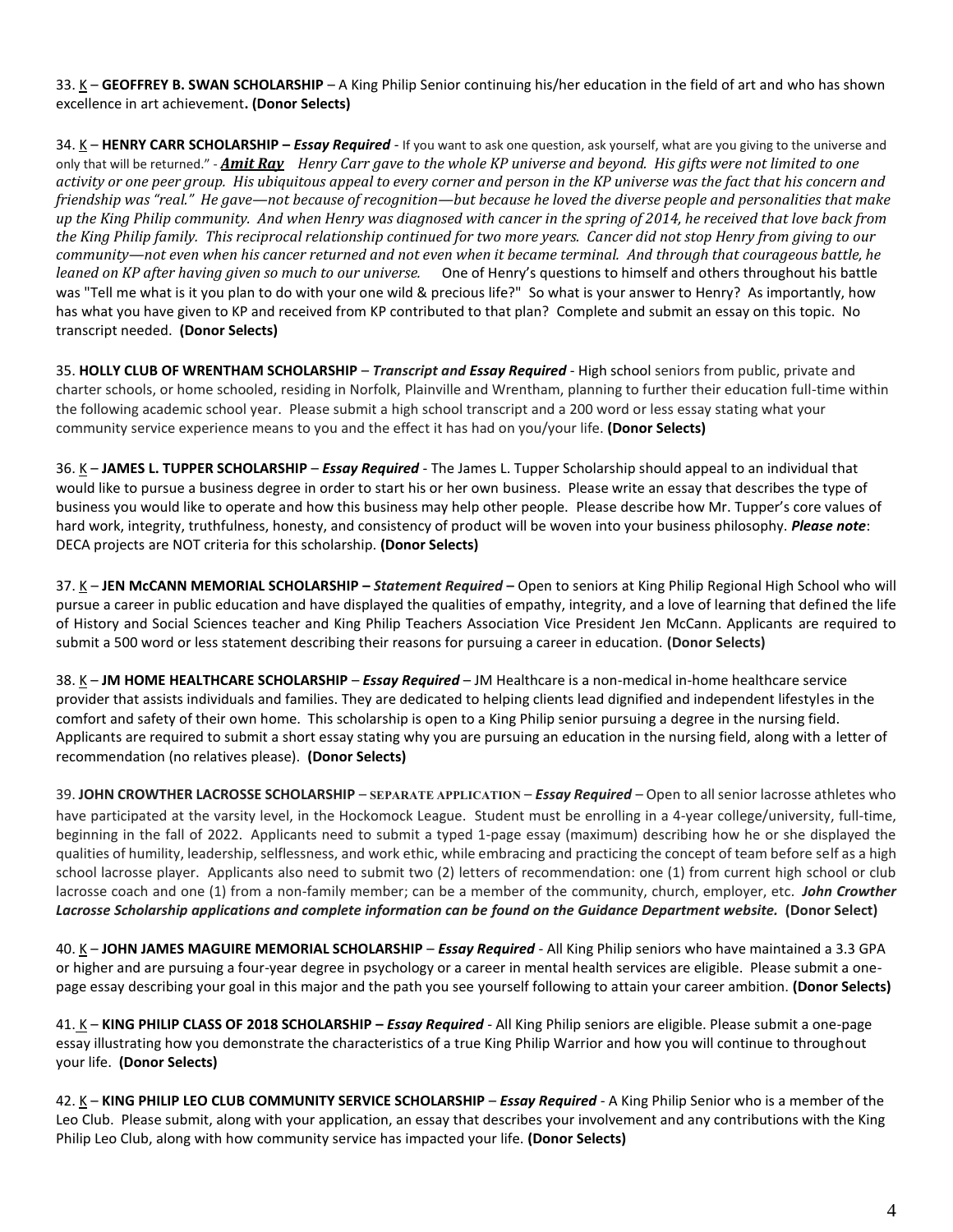33. <u>K</u> – **GEOFFREY B. SWAN SCHOLARSHIP** – A King Philip Senior continuing his/her education in the field of art and who has shown excellence in art achievement**. (Donor Selects)**

34. <u>K</u> – **HENRY CARR SCHOLARSHIP –** ***Essay Required*** - If you want to ask one question, ask yourself, what are you giving to the universe and only that will be returned." - ***Amit Ray*** *Henry Carr gave to the whole KP universe and beyond. His gifts were not limited to one activity or one peer group. His ubiquitous appeal to every corner and person in the KP universe was the fact that his concern and friendship was "real." He gave—not because of recognition—but because he loved the diverse people and personalities that make up the King Philip community. And when Henry was diagnosed with cancer in the spring of 2014, he received that love back from the King Philip family. This reciprocal relationship continued for two more years. Cancer did not stop Henry from giving to our community—not even when his cancer returned and not even when it became terminal. And through that courageous battle, he leaned on KP after having given so much to our universe.* One of Henry's questions to himself and others throughout his battle was "Tell me what is it you plan to do with your one wild & precious life?" So what is your answer to Henry? As importantly, how has what you have given to KP and received from KP contributed to that plan? Complete and submit an essay on this topic. No transcript needed. **(Donor Selects)**

35. **HOLLY CLUB OF WRENTHAM SCHOLARSHIP** – ***Transcript and Essay Required*** - High school seniors from public, private and charter schools, or home schooled, residing in Norfolk, Plainville and Wrentham, planning to further their education full-time within the following academic school year. Please submit a high school transcript and a 200 word or less essay stating what your community service experience means to you and the effect it has had on you/your life. **(Donor Selects)**

36. <u>K</u> – **JAMES L. TUPPER SCHOLARSHIP** – ***Essay Required*** - The James L. Tupper Scholarship should appeal to an individual that would like to pursue a business degree in order to start his or her own business. Please write an essay that describes the type of business you would like to operate and how this business may help other people. Please describe how Mr. Tupper's core values of hard work, integrity, truthfulness, honesty, and consistency of product will be woven into your business philosophy. ***Please note***: DECA projects are NOT criteria for this scholarship. **(Donor Selects)**

37. <u>K</u> – **JEN McCANN MEMORIAL SCHOLARSHIP –** ***Statement Required*** **–** Open to seniors at King Philip Regional High School who will pursue a career in public education and have displayed the qualities of empathy, integrity, and a love of learning that defined the life of History and Social Sciences teacher and King Philip Teachers Association Vice President Jen McCann. Applicants are required to submit a 500 word or less statement describing their reasons for pursuing a career in education. **(Donor Selects)**

38. <u>K</u> – **JM HOME HEALTHCARE SCHOLARSHIP** – ***Essay Required*** – JM Healthcare is a non-medical in-home healthcare service provider that assists individuals and families. They are dedicated to helping clients lead dignified and independent lifestyles in the comfort and safety of their own home. This scholarship is open to a King Philip senior pursuing a degree in the nursing field. Applicants are required to submit a short essay stating why you are pursuing an education in the nursing field, along with a letter of recommendation (no relatives please). **(Donor Selects)**

39. **JOHN CROWTHER LACROSSE SCHOLARSHIP** – **SEPARATE APPLICATION** – ***Essay Required*** – Open to all senior lacrosse athletes who have participated at the varsity level, in the Hockomock League. Student must be enrolling in a 4-year college/university, full-time, beginning in the fall of 2022. Applicants need to submit a typed 1-page essay (maximum) describing how he or she displayed the qualities of humility, leadership, selflessness, and work ethic, while embracing and practicing the concept of team before self as a high school lacrosse player. Applicants also need to submit two (2) letters of recommendation: one (1) from current high school or club lacrosse coach and one (1) from a non-family member; can be a member of the community, church, employer, etc. ***John Crowther Lacrosse Scholarship applications and complete information can be found on the Guidance Department website.*** **(Donor Select)**

40. <u>K</u> – **JOHN JAMES MAGUIRE MEMORIAL SCHOLARSHIP** – ***Essay Required*** - All King Philip seniors who have maintained a 3.3 GPA or higher and are pursuing a four-year degree in psychology or a career in mental health services are eligible. Please submit a one-page essay describing your goal in this major and the path you see yourself following to attain your career ambition. **(Donor Selects)**

41. <u>K</u> – **KING PHILIP CLASS OF 2018 SCHOLARSHIP –** ***Essay Required*** - All King Philip seniors are eligible. Please submit a one-page essay illustrating how you demonstrate the characteristics of a true King Philip Warrior and how you will continue to throughout your life. **(Donor Selects)**

42. <u>K</u> – **KING PHILIP LEO CLUB COMMUNITY SERVICE SCHOLARSHIP** – ***Essay Required*** - A King Philip Senior who is a member of the Leo Club. Please submit, along with your application, an essay that describes your involvement and any contributions with the King Philip Leo Club, along with how community service has impacted your life. **(Donor Selects)**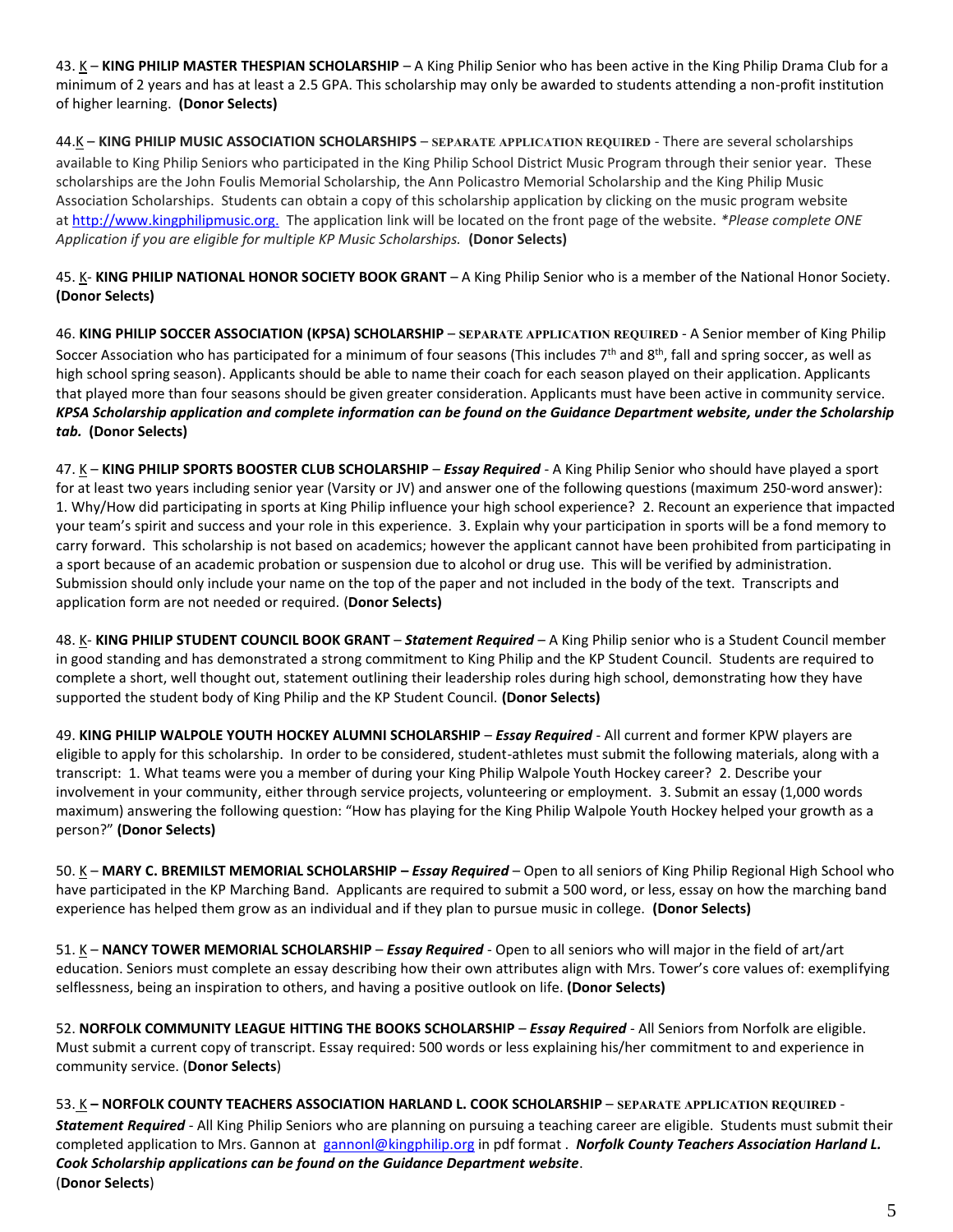43. K – **KING PHILIP MASTER THESPIAN SCHOLARSHIP** – A King Philip Senior who has been active in the King Philip Drama Club for a minimum of 2 years and has at least a 2.5 GPA. This scholarship may only be awarded to students attending a non-profit institution of higher learning. **(Donor Selects)**

44.K – **KING PHILIP MUSIC ASSOCIATION SCHOLARSHIPS** – **SEPARATE APPLICATION REQUIRED** - There are several scholarships available to King Philip Seniors who participated in the King Philip School District Music Program through their senior year. These scholarships are the John Foulis Memorial Scholarship, the Ann Policastro Memorial Scholarship and the King Philip Music Association Scholarships. Students can obtain a copy of this scholarship application by clicking on the music program website at http://www.kingphilipmusic.org. The application link will be located on the front page of the website. *\*Please complete ONE Application if you are eligible for multiple KP Music Scholarships.* **(Donor Selects)**

45. K- **KING PHILIP NATIONAL HONOR SOCIETY BOOK GRANT** – A King Philip Senior who is a member of the National Honor Society. **(Donor Selects)**

46. **KING PHILIP SOCCER ASSOCIATION (KPSA) SCHOLARSHIP** – **SEPARATE APPLICATION REQUIRED** - A Senior member of King Philip Soccer Association who has participated for a minimum of four seasons (This includes 7th and 8th, fall and spring soccer, as well as high school spring season). Applicants should be able to name their coach for each season played on their application. Applicants that played more than four seasons should be given greater consideration. Applicants must have been active in community service. ***KPSA Scholarship application and complete information can be found on the Guidance Department website, under the Scholarship tab.*** **(Donor Selects)**

47. K – **KING PHILIP SPORTS BOOSTER CLUB SCHOLARSHIP** – ***Essay Required*** - A King Philip Senior who should have played a sport for at least two years including senior year (Varsity or JV) and answer one of the following questions (maximum 250-word answer): 1. Why/How did participating in sports at King Philip influence your high school experience? 2. Recount an experience that impacted your team's spirit and success and your role in this experience. 3. Explain why your participation in sports will be a fond memory to carry forward. This scholarship is not based on academics; however the applicant cannot have been prohibited from participating in a sport because of an academic probation or suspension due to alcohol or drug use. This will be verified by administration. Submission should only include your name on the top of the paper and not included in the body of the text. Transcripts and application form are not needed or required. (**Donor Selects)**

48. K- **KING PHILIP STUDENT COUNCIL BOOK GRANT** – ***Statement Required*** – A King Philip senior who is a Student Council member in good standing and has demonstrated a strong commitment to King Philip and the KP Student Council. Students are required to complete a short, well thought out, statement outlining their leadership roles during high school, demonstrating how they have supported the student body of King Philip and the KP Student Council. **(Donor Selects)**

49. **KING PHILIP WALPOLE YOUTH HOCKEY ALUMNI SCHOLARSHIP** – ***Essay Required*** - All current and former KPW players are eligible to apply for this scholarship. In order to be considered, student-athletes must submit the following materials, along with a transcript: 1. What teams were you a member of during your King Philip Walpole Youth Hockey career? 2. Describe your involvement in your community, either through service projects, volunteering or employment. 3. Submit an essay (1,000 words maximum) answering the following question: "How has playing for the King Philip Walpole Youth Hockey helped your growth as a person?" **(Donor Selects)**

50. K – **MARY C. BREMILST MEMORIAL SCHOLARSHIP – *Essay Required*** – Open to all seniors of King Philip Regional High School who have participated in the KP Marching Band. Applicants are required to submit a 500 word, or less, essay on how the marching band experience has helped them grow as an individual and if they plan to pursue music in college. **(Donor Selects)**

51. K – **NANCY TOWER MEMORIAL SCHOLARSHIP** – ***Essay Required*** - Open to all seniors who will major in the field of art/art education. Seniors must complete an essay describing how their own attributes align with Mrs. Tower's core values of: exemplifying selflessness, being an inspiration to others, and having a positive outlook on life. **(Donor Selects)**

52. **NORFOLK COMMUNITY LEAGUE HITTING THE BOOKS SCHOLARSHIP** – ***Essay Required*** - All Seniors from Norfolk are eligible. Must submit a current copy of transcript. Essay required: 500 words or less explaining his/her commitment to and experience in community service. (**Donor Selects**)

53. K **– NORFOLK COUNTY TEACHERS ASSOCIATION HARLAND L. COOK SCHOLARSHIP** – **SEPARATE APPLICATION REQUIRED** - ***Statement Required*** - All King Philip Seniors who are planning on pursuing a teaching career are eligible. Students must submit their completed application to Mrs. Gannon at gannonl@kingphilip.org in pdf format . ***Norfolk County Teachers Association Harland L. Cook Scholarship applications can be found on the Guidance Department website***.
(**Donor Selects**)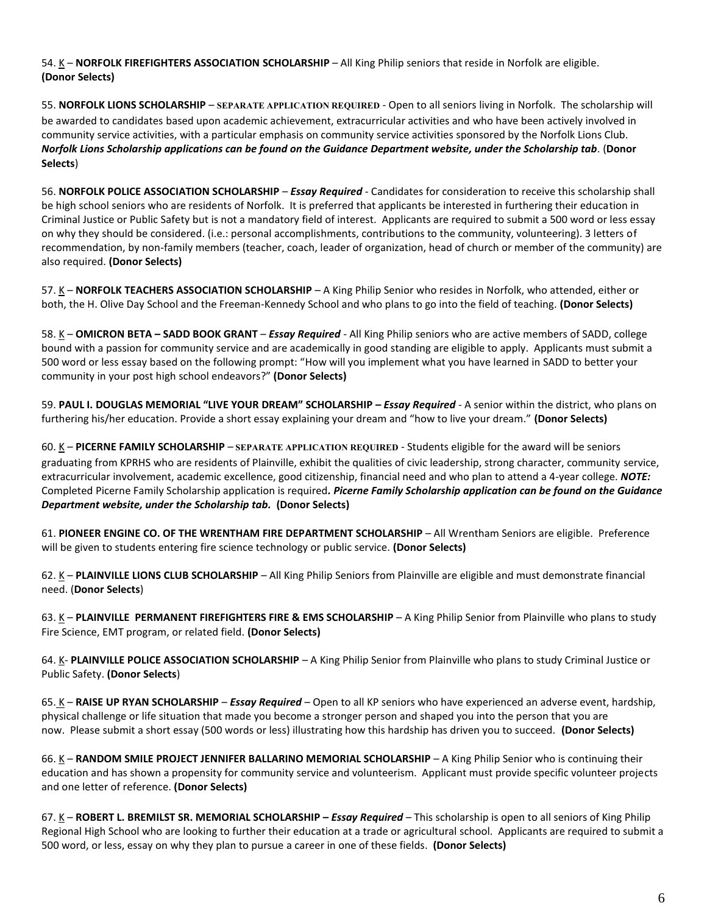54. <u>K</u> – **NORFOLK FIREFIGHTERS ASSOCIATION SCHOLARSHIP** – All King Philip seniors that reside in Norfolk are eligible. **(Donor Selects)**

55. **NORFOLK LIONS SCHOLARSHIP** – **SEPARATE APPLICATION REQUIRED** - Open to all seniors living in Norfolk. The scholarship will be awarded to candidates based upon academic achievement, extracurricular activities and who have been actively involved in community service activities, with a particular emphasis on community service activities sponsored by the Norfolk Lions Club. ***Norfolk Lions Scholarship applications can be found on the Guidance Department website, under the Scholarship tab***. (**Donor Selects**)

56. **NORFOLK POLICE ASSOCIATION SCHOLARSHIP** – ***Essay Required*** - Candidates for consideration to receive this scholarship shall be high school seniors who are residents of Norfolk. It is preferred that applicants be interested in furthering their education in Criminal Justice or Public Safety but is not a mandatory field of interest. Applicants are required to submit a 500 word or less essay on why they should be considered. (i.e.: personal accomplishments, contributions to the community, volunteering). 3 letters of recommendation, by non-family members (teacher, coach, leader of organization, head of church or member of the community) are also required. **(Donor Selects)**

57. <u>K</u> – **NORFOLK TEACHERS ASSOCIATION SCHOLARSHIP** – A King Philip Senior who resides in Norfolk, who attended, either or both, the H. Olive Day School and the Freeman-Kennedy School and who plans to go into the field of teaching. **(Donor Selects)**

58. <u>K</u> – **OMICRON BETA – SADD BOOK GRANT** – ***Essay Required*** - All King Philip seniors who are active members of SADD, college bound with a passion for community service and are academically in good standing are eligible to apply. Applicants must submit a 500 word or less essay based on the following prompt: "How will you implement what you have learned in SADD to better your community in your post high school endeavors?" **(Donor Selects)**

59. **PAUL I. DOUGLAS MEMORIAL "LIVE YOUR DREAM" SCHOLARSHIP –** ***Essay Required*** - A senior within the district, who plans on furthering his/her education. Provide a short essay explaining your dream and "how to live your dream." **(Donor Selects)**

60. <u>K</u> – **PICERNE FAMILY SCHOLARSHIP** – **SEPARATE APPLICATION REQUIRED** - Students eligible for the award will be seniors graduating from KPRHS who are residents of Plainville, exhibit the qualities of civic leadership, strong character, community service, extracurricular involvement, academic excellence, good citizenship, financial need and who plan to attend a 4-year college. ***NOTE:*** Completed Picerne Family Scholarship application is required**.** ***Picerne Family Scholarship application can be found on the Guidance Department website, under the Scholarship tab.*** **(Donor Selects)**

61. **PIONEER ENGINE CO. OF THE WRENTHAM FIRE DEPARTMENT SCHOLARSHIP** – All Wrentham Seniors are eligible. Preference will be given to students entering fire science technology or public service. **(Donor Selects)**

62. <u>K</u> – **PLAINVILLE LIONS CLUB SCHOLARSHIP** – All King Philip Seniors from Plainville are eligible and must demonstrate financial need. (**Donor Selects**)

63. <u>K</u> – **PLAINVILLE PERMANENT FIREFIGHTERS FIRE & EMS SCHOLARSHIP** – A King Philip Senior from Plainville who plans to study Fire Science, EMT program, or related field. **(Donor Selects)**

64. <u>K</u>- **PLAINVILLE POLICE ASSOCIATION SCHOLARSHIP** – A King Philip Senior from Plainville who plans to study Criminal Justice or Public Safety. **(Donor Selects**)

65. <u>K</u> – **RAISE UP RYAN SCHOLARSHIP** – ***Essay Required*** – Open to all KP seniors who have experienced an adverse event, hardship, physical challenge or life situation that made you become a stronger person and shaped you into the person that you are now. Please submit a short essay (500 words or less) illustrating how this hardship has driven you to succeed. **(Donor Selects)**

66. <u>K</u> – **RANDOM SMILE PROJECT JENNIFER BALLARINO MEMORIAL SCHOLARSHIP** – A King Philip Senior who is continuing their education and has shown a propensity for community service and volunteerism. Applicant must provide specific volunteer projects and one letter of reference. **(Donor Selects)**

67. <u>K</u> – **ROBERT L. BREMILST SR. MEMORIAL SCHOLARSHIP –** ***Essay Required*** – This scholarship is open to all seniors of King Philip Regional High School who are looking to further their education at a trade or agricultural school. Applicants are required to submit a 500 word, or less, essay on why they plan to pursue a career in one of these fields. **(Donor Selects)**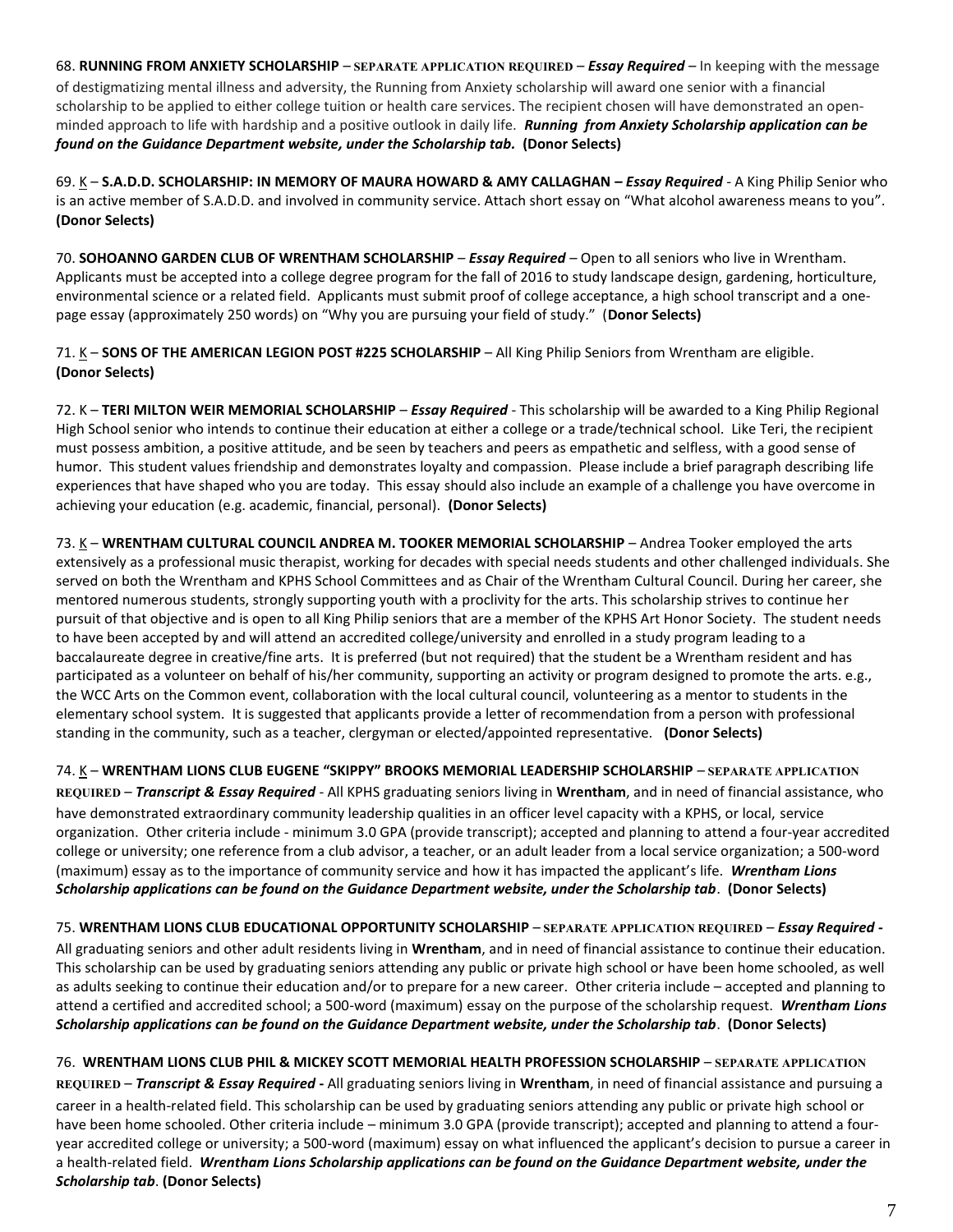68. **RUNNING FROM ANXIETY SCHOLARSHIP** – SEPARATE APPLICATION REQUIRED – ***Essay Required*** – In keeping with the message of destigmatizing mental illness and adversity, the Running from Anxiety scholarship will award one senior with a financial scholarship to be applied to either college tuition or health care services. The recipient chosen will have demonstrated an open-minded approach to life with hardship and a positive outlook in daily life. ***Running from Anxiety Scholarship application can be found on the Guidance Department website, under the Scholarship tab.*** **(Donor Selects)**

69. K – **S.A.D.D. SCHOLARSHIP: IN MEMORY OF MAURA HOWARD & AMY CALLAGHAN** – ***Essay Required*** - A King Philip Senior who is an active member of S.A.D.D. and involved in community service. Attach short essay on "What alcohol awareness means to you". **(Donor Selects)**

70. **SOHOANNO GARDEN CLUB OF WRENTHAM SCHOLARSHIP** – ***Essay Required*** – Open to all seniors who live in Wrentham. Applicants must be accepted into a college degree program for the fall of 2016 to study landscape design, gardening, horticulture, environmental science or a related field. Applicants must submit proof of college acceptance, a high school transcript and a one-page essay (approximately 250 words) on "Why you are pursuing your field of study." (**Donor Selects)**

71. K – **SONS OF THE AMERICAN LEGION POST #225 SCHOLARSHIP** – All King Philip Seniors from Wrentham are eligible. **(Donor Selects)**

72. K – **TERI MILTON WEIR MEMORIAL SCHOLARSHIP** – ***Essay Required*** - This scholarship will be awarded to a King Philip Regional High School senior who intends to continue their education at either a college or a trade/technical school. Like Teri, the recipient must possess ambition, a positive attitude, and be seen by teachers and peers as empathetic and selfless, with a good sense of humor. This student values friendship and demonstrates loyalty and compassion. Please include a brief paragraph describing life experiences that have shaped who you are today. This essay should also include an example of a challenge you have overcome in achieving your education (e.g. academic, financial, personal). **(Donor Selects)**

73. K – **WRENTHAM CULTURAL COUNCIL ANDREA M. TOOKER MEMORIAL SCHOLARSHIP** – Andrea Tooker employed the arts extensively as a professional music therapist, working for decades with special needs students and other challenged individuals. She served on both the Wrentham and KPHS School Committees and as Chair of the Wrentham Cultural Council. During her career, she mentored numerous students, strongly supporting youth with a proclivity for the arts. This scholarship strives to continue her pursuit of that objective and is open to all King Philip seniors that are a member of the KPHS Art Honor Society. The student needs to have been accepted by and will attend an accredited college/university and enrolled in a study program leading to a baccalaureate degree in creative/fine arts. It is preferred (but not required) that the student be a Wrentham resident and has participated as a volunteer on behalf of his/her community, supporting an activity or program designed to promote the arts. e.g., the WCC Arts on the Common event, collaboration with the local cultural council, volunteering as a mentor to students in the elementary school system. It is suggested that applicants provide a letter of recommendation from a person with professional standing in the community, such as a teacher, clergyman or elected/appointed representative. **(Donor Selects)**

74. K – **WRENTHAM LIONS CLUB EUGENE "SKIPPY" BROOKS MEMORIAL LEADERSHIP SCHOLARSHIP** – SEPARATE APPLICATION REQUIRED – ***Transcript & Essay Required*** - All KPHS graduating seniors living in **Wrentham**, and in need of financial assistance, who have demonstrated extraordinary community leadership qualities in an officer level capacity with a KPHS, or local, service organization. Other criteria include - minimum 3.0 GPA (provide transcript); accepted and planning to attend a four-year accredited college or university; one reference from a club advisor, a teacher, or an adult leader from a local service organization; a 500-word (maximum) essay as to the importance of community service and how it has impacted the applicant's life. ***Wrentham Lions Scholarship applications can be found on the Guidance Department website, under the Scholarship tab***. **(Donor Selects)**

75. **WRENTHAM LIONS CLUB EDUCATIONAL OPPORTUNITY SCHOLARSHIP** – SEPARATE APPLICATION REQUIRED – ***Essay Required* -** All graduating seniors and other adult residents living in **Wrentham**, and in need of financial assistance to continue their education. This scholarship can be used by graduating seniors attending any public or private high school or have been home schooled, as well as adults seeking to continue their education and/or to prepare for a new career. Other criteria include – accepted and planning to attend a certified and accredited school; a 500-word (maximum) essay on the purpose of the scholarship request. ***Wrentham Lions Scholarship applications can be found on the Guidance Department website, under the Scholarship tab***. **(Donor Selects)**

76. **WRENTHAM LIONS CLUB PHIL & MICKEY SCOTT MEMORIAL HEALTH PROFESSION SCHOLARSHIP** – SEPARATE APPLICATION REQUIRED – ***Transcript & Essay Required* -** All graduating seniors living in **Wrentham**, in need of financial assistance and pursuing a career in a health-related field. This scholarship can be used by graduating seniors attending any public or private high school or have been home schooled. Other criteria include – minimum 3.0 GPA (provide transcript); accepted and planning to attend a four-year accredited college or university; a 500-word (maximum) essay on what influenced the applicant's decision to pursue a career in a health-related field. ***Wrentham Lions Scholarship applications can be found on the Guidance Department website, under the Scholarship tab***. **(Donor Selects)**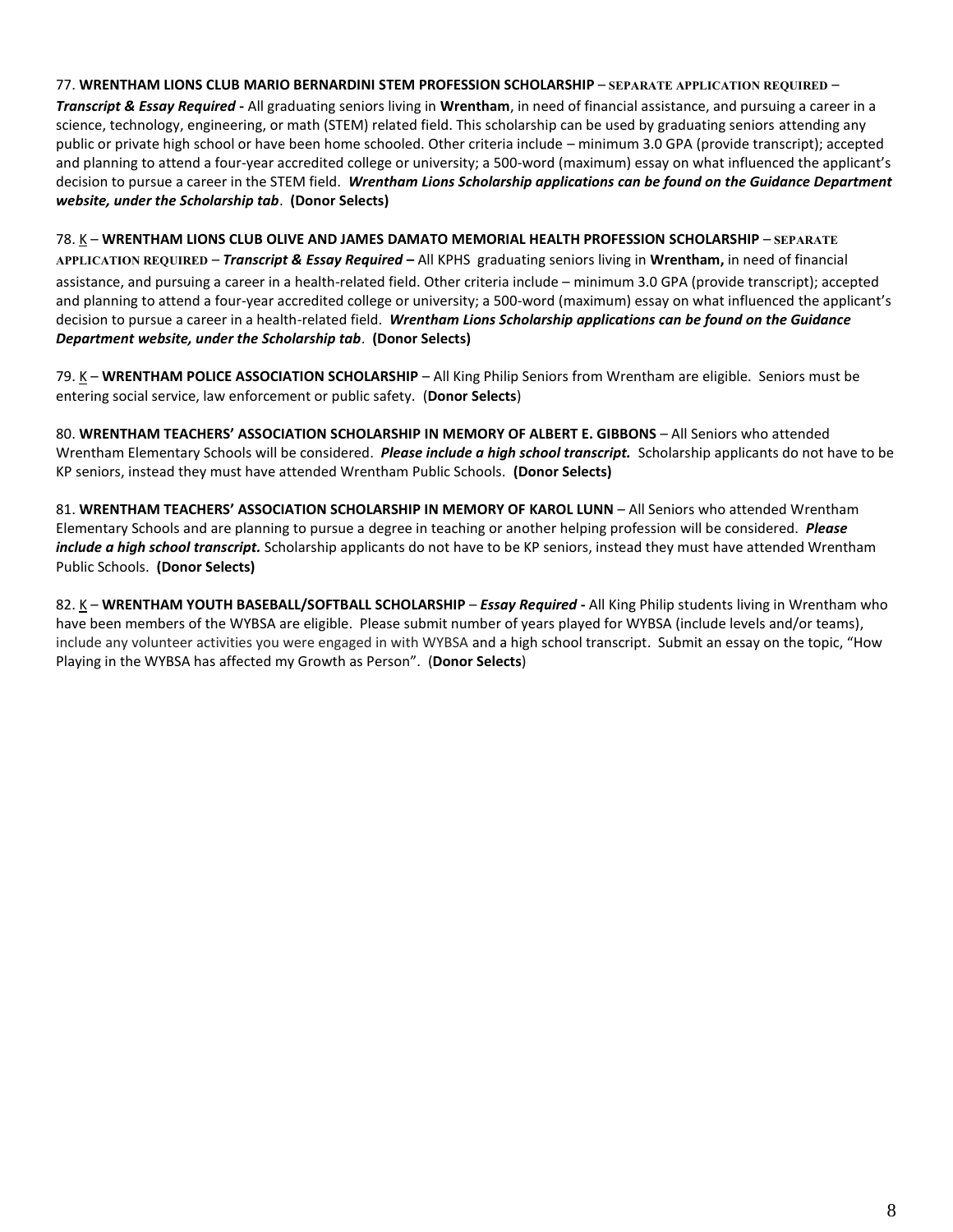77. **WRENTHAM LIONS CLUB MARIO BERNARDINI STEM PROFESSION SCHOLARSHIP** – **SEPARATE APPLICATION REQUIRED** – ***Transcript & Essay Required*** **-** All graduating seniors living in **Wrentham**, in need of financial assistance, and pursuing a career in a science, technology, engineering, or math (STEM) related field. This scholarship can be used by graduating seniors attending any public or private high school or have been home schooled. Other criteria include – minimum 3.0 GPA (provide transcript); accepted and planning to attend a four-year accredited college or university; a 500-word (maximum) essay on what influenced the applicant's decision to pursue a career in the STEM field. ***Wrentham Lions Scholarship applications can be found on the Guidance Department website, under the Scholarship tab***. **(Donor Selects)**

78. K – **WRENTHAM LIONS CLUB OLIVE AND JAMES DAMATO MEMORIAL HEALTH PROFESSION SCHOLARSHIP** – **SEPARATE APPLICATION REQUIRED** – ***Transcript & Essay Required*** **–** All KPHS graduating seniors living in **Wrentham,** in need of financial assistance, and pursuing a career in a health-related field. Other criteria include – minimum 3.0 GPA (provide transcript); accepted and planning to attend a four-year accredited college or university; a 500-word (maximum) essay on what influenced the applicant's decision to pursue a career in a health-related field. ***Wrentham Lions Scholarship applications can be found on the Guidance Department website, under the Scholarship tab***. **(Donor Selects)**

79. K – **WRENTHAM POLICE ASSOCIATION SCHOLARSHIP** – All King Philip Seniors from Wrentham are eligible. Seniors must be entering social service, law enforcement or public safety. (**Donor Selects**)

80. **WRENTHAM TEACHERS' ASSOCIATION SCHOLARSHIP IN MEMORY OF ALBERT E. GIBBONS** – All Seniors who attended Wrentham Elementary Schools will be considered. ***Please include a high school transcript.*** Scholarship applicants do not have to be KP seniors, instead they must have attended Wrentham Public Schools. **(Donor Selects)**

81. **WRENTHAM TEACHERS' ASSOCIATION SCHOLARSHIP IN MEMORY OF KAROL LUNN** – All Seniors who attended Wrentham Elementary Schools and are planning to pursue a degree in teaching or another helping profession will be considered. ***Please include a high school transcript.*** Scholarship applicants do not have to be KP seniors, instead they must have attended Wrentham Public Schools. **(Donor Selects)**

82. K – **WRENTHAM YOUTH BASEBALL/SOFTBALL SCHOLARSHIP** – ***Essay Required*** **-** All King Philip students living in Wrentham who have been members of the WYBSA are eligible. Please submit number of years played for WYBSA (include levels and/or teams), include any volunteer activities you were engaged in with WYBSA and a high school transcript. Submit an essay on the topic, "How Playing in the WYBSA has affected my Growth as Person". (**Donor Selects**)